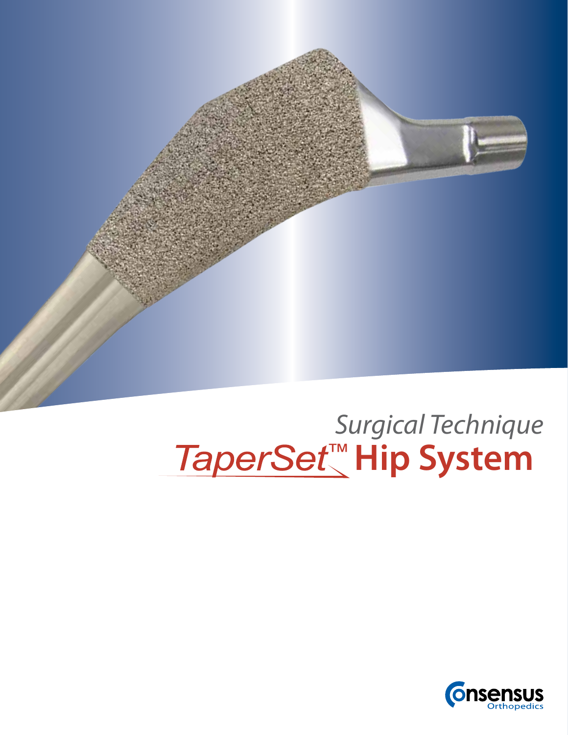*Surgical Technique*

# *TaperSet*™ Hip System

Consensus Orthopedics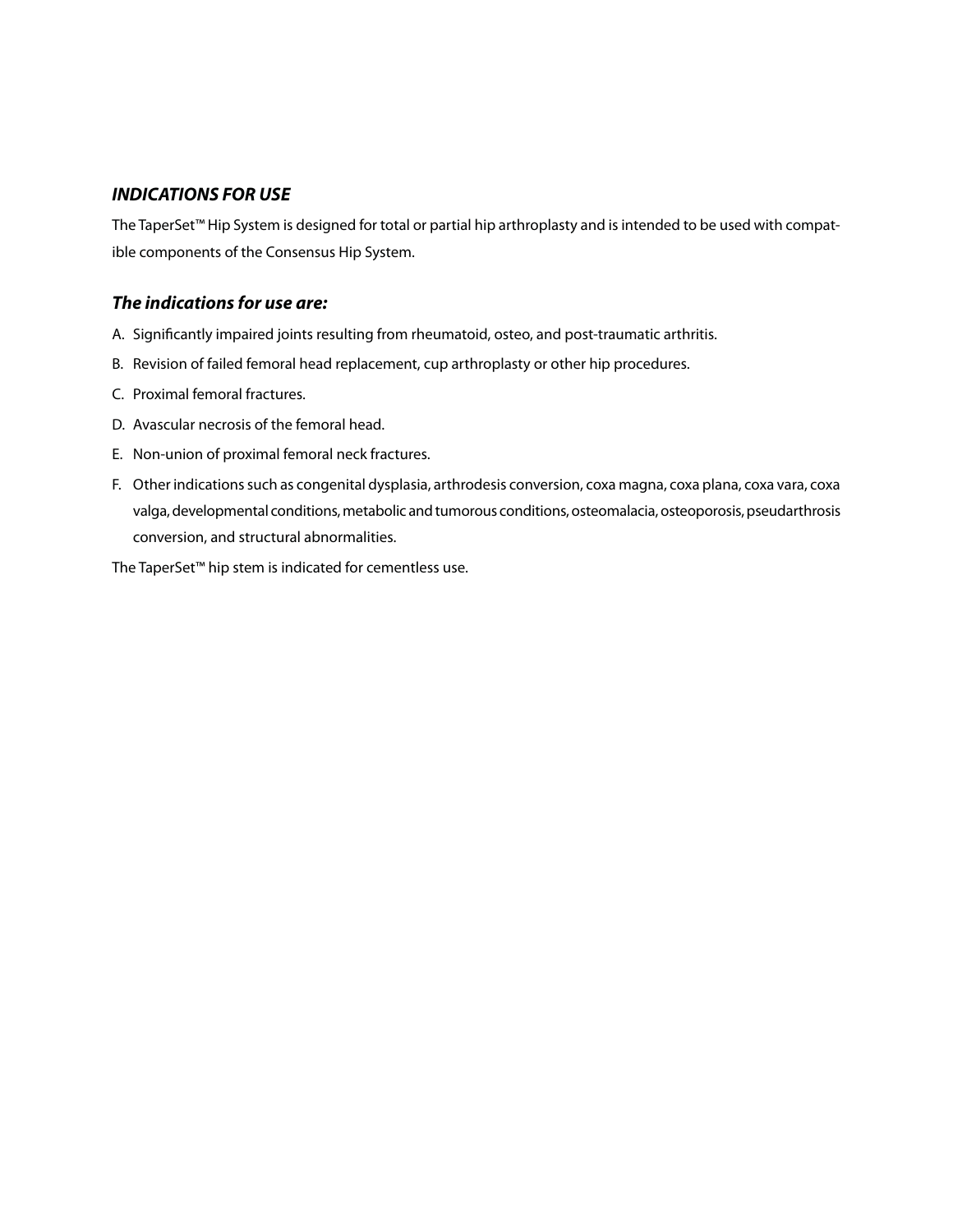## *INDICATIONS FOR USE*

The TaperSet™ Hip System is designed for total or partial hip arthroplasty and is intended to be used with compatible components of the Consensus Hip System.

### *The indications for use are:*

A. Significantly impaired joints resulting from rheumatoid, osteo, and post-traumatic arthritis.

B. Revision of failed femoral head replacement, cup arthroplasty or other hip procedures.

C. Proximal femoral fractures.

D. Avascular necrosis of the femoral head.

E. Non-union of proximal femoral neck fractures.

F. Other indications such as congenital dysplasia, arthrodesis conversion, coxa magna, coxa plana, coxa vara, coxa valga, developmental conditions, metabolic and tumorous conditions, osteomalacia, osteoporosis, pseudarthrosis conversion, and structural abnormalities.

The TaperSet™ hip stem is indicated for cementless use.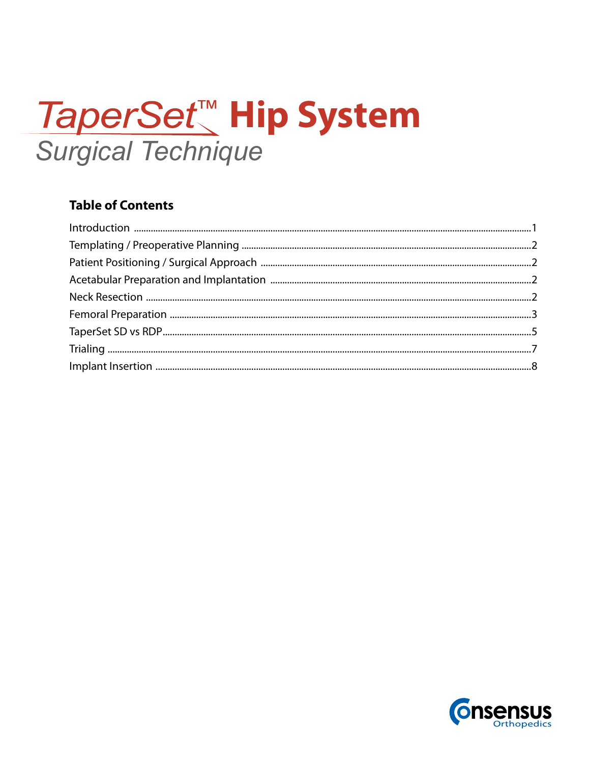# TaperSet™ Hip System

## Surgical Technique

### Table of Contents

| | |
|---|---|
| Introduction | 1 |
| Templating / Preoperative Planning | 2 |
| Patient Positioning / Surgical Approach | 2 |
| Acetabular Preparation and Implantation | 2 |
| Neck Resection | 2 |
| Femoral Preparation | 3 |
| TaperSet SD vs RDP | 5 |
| Trialing | 7 |
| Implant Insertion | 8 |

Consensus Orthopedics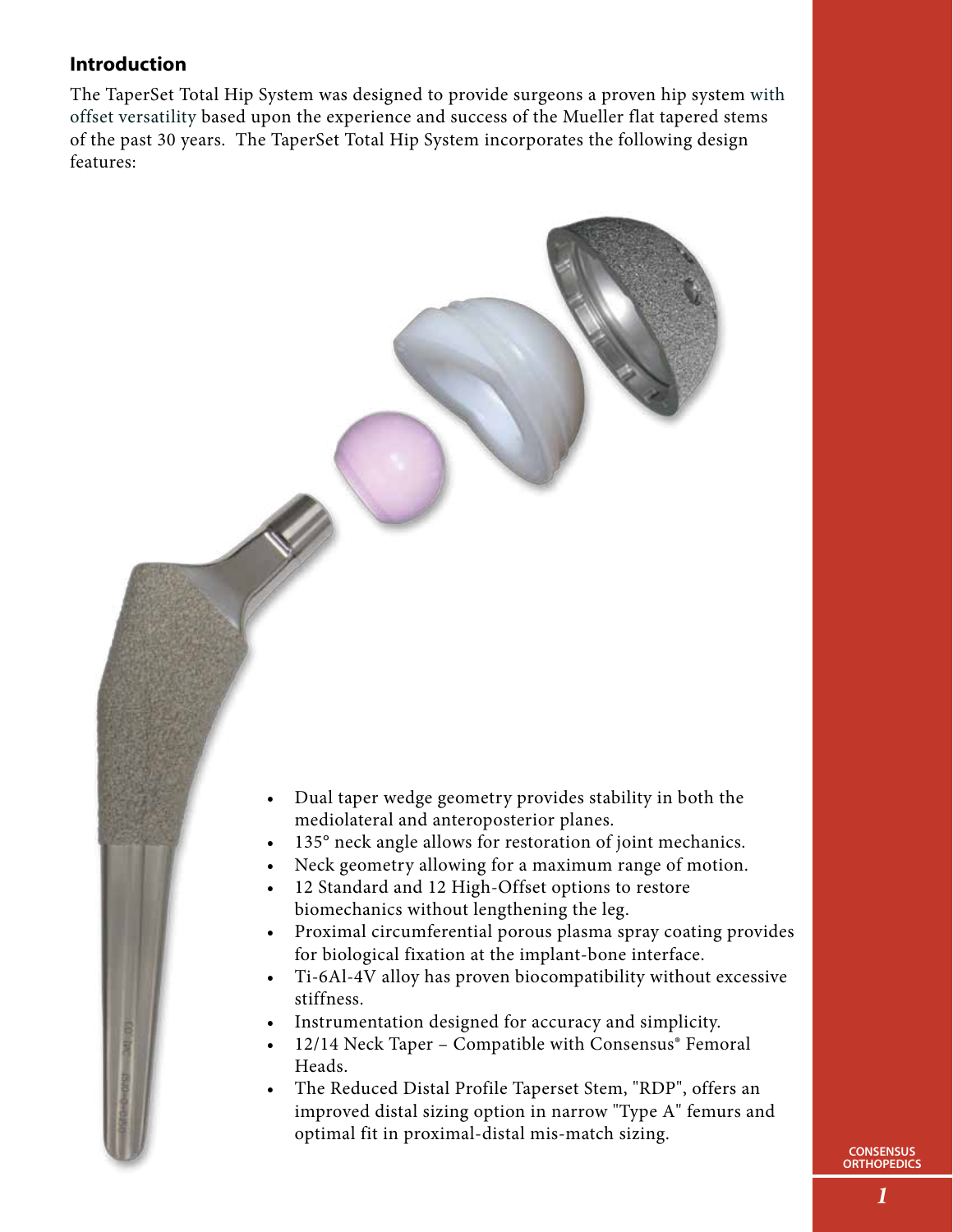## Introduction

The TaperSet Total Hip System was designed to provide surgeons a proven hip system with offset versatility based upon the experience and success of the Mueller flat tapered stems of the past 30 years. The TaperSet Total Hip System incorporates the following design features:

- Dual taper wedge geometry provides stability in both the mediolateral and anteroposterior planes.
- 135° neck angle allows for restoration of joint mechanics.
- Neck geometry allowing for a maximum range of motion.
- 12 Standard and 12 High-Offset options to restore biomechanics without lengthening the leg.
- Proximal circumferential porous plasma spray coating provides for biological fixation at the implant-bone interface.
- Ti-6Al-4V alloy has proven biocompatibility without excessive stiffness.
- Instrumentation designed for accuracy and simplicity.
- 12/14 Neck Taper – Compatible with Consensus® Femoral Heads.
- The Reduced Distal Profile Taperset Stem, "RDP", offers an improved distal sizing option in narrow "Type A" femurs and optimal fit in proximal-distal mis-match sizing.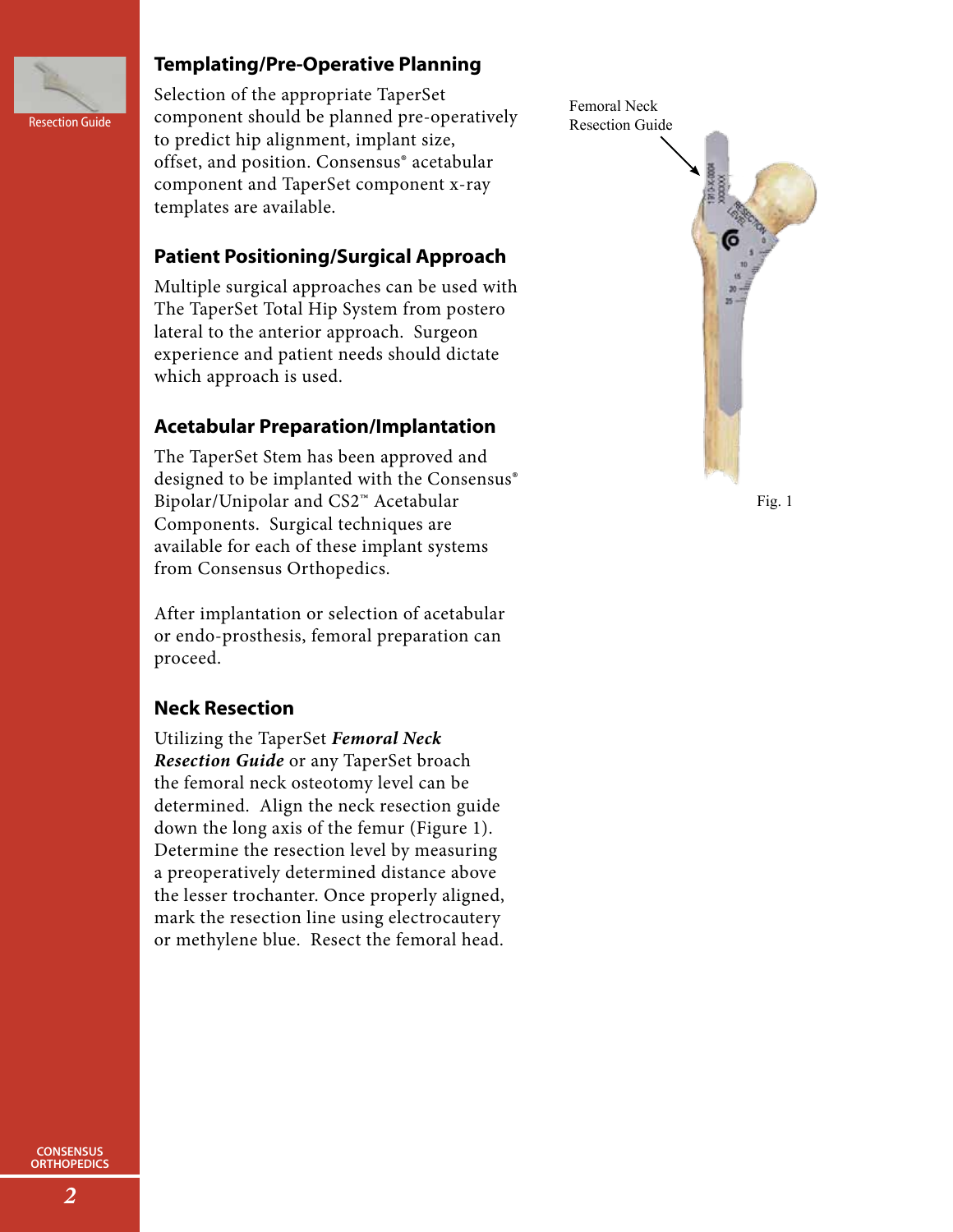## Templating/Pre-Operative Planning

Selection of the appropriate TaperSet component should be planned pre-operatively to predict hip alignment, implant size, offset, and position. Consensus® acetabular component and TaperSet component x-ray templates are available.

## Patient Positioning/Surgical Approach

Multiple surgical approaches can be used with The TaperSet Total Hip System from postero lateral to the anterior approach. Surgeon experience and patient needs should dictate which approach is used.

## Acetabular Preparation/Implantation

The TaperSet Stem has been approved and designed to be implanted with the Consensus® Bipolar/Unipolar and CS2™ Acetabular Components. Surgical techniques are available for each of these implant systems from Consensus Orthopedics.

After implantation or selection of acetabular or endo-prosthesis, femoral preparation can proceed.

## Neck Resection

Utilizing the TaperSet ***Femoral Neck Resection Guide*** or any TaperSet broach the femoral neck osteotomy level can be determined. Align the neck resection guide down the long axis of the femur (Figure 1). Determine the resection level by measuring a preoperatively determined distance above the lesser trochanter. Once properly aligned, mark the resection line using electrocautery or methylene blue. Resect the femoral head.

Femoral Neck Resection Guide

Fig. 1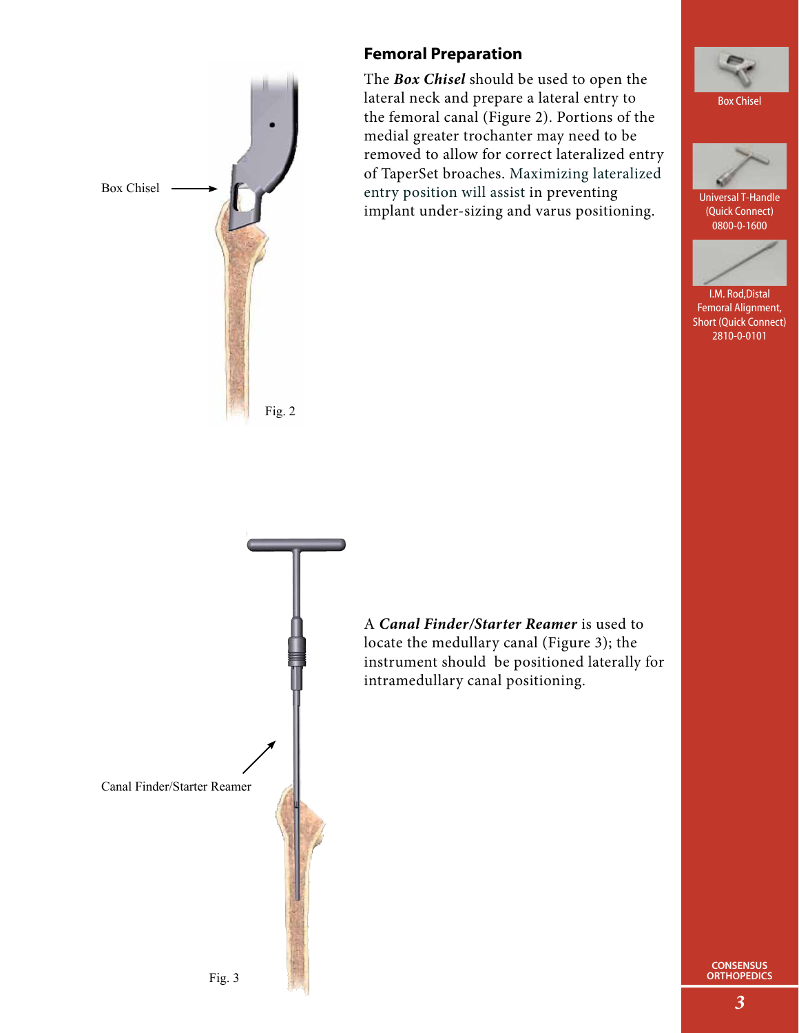## Femoral Preparation

The ***Box Chisel*** should be used to open the lateral neck and prepare a lateral entry to the femoral canal (Figure 2). Portions of the medial greater trochanter may need to be removed to allow for correct lateralized entry of TaperSet broaches. Maximizing lateralized entry position will assist in preventing implant under-sizing and varus positioning.

Box Chisel

Fig. 2

A ***Canal Finder/Starter Reamer*** is used to locate the medullary canal (Figure 3); the instrument should be positioned laterally for intramedullary canal positioning.

Canal Finder/Starter Reamer

Fig. 3

Box Chisel

Universal T-Handle (Quick Connect) 0800-0-1600

I.M. Rod, Distal Femoral Alignment, Short (Quick Connect) 2810-0-0101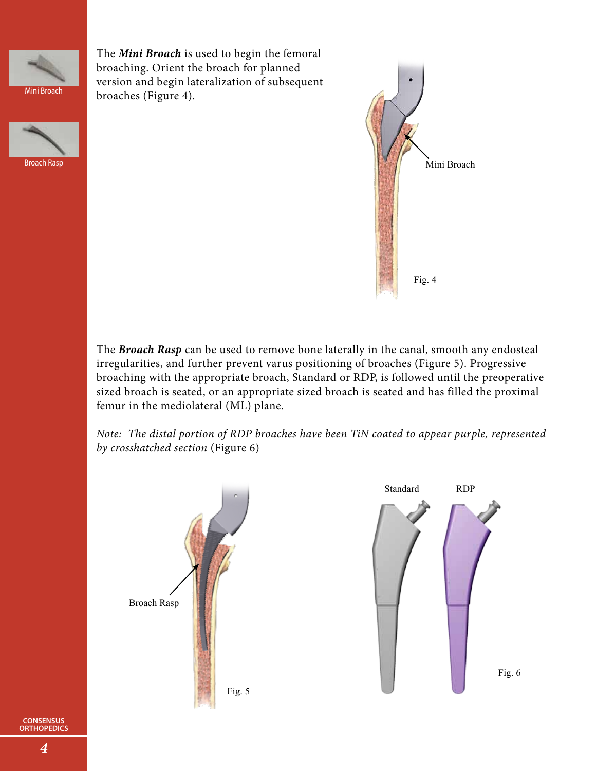The ***Mini Broach*** is used to begin the femoral broaching. Orient the broach for planned version and begin lateralization of subsequent broaches (Figure 4).

Mini Broach

Fig. 4

The ***Broach Rasp*** can be used to remove bone laterally in the canal, smooth any endosteal irregularities, and further prevent varus positioning of broaches (Figure 5). Progressive broaching with the appropriate broach, Standard or RDP, is followed until the preoperative sized broach is seated, or an appropriate sized broach is seated and has filled the proximal femur in the mediolateral (ML) plane.

*Note: The distal portion of RDP broaches have been TiN coated to appear purple, represented by crosshatched section* (Figure 6)

Broach Rasp

Fig. 5

Standard RDP

Fig. 6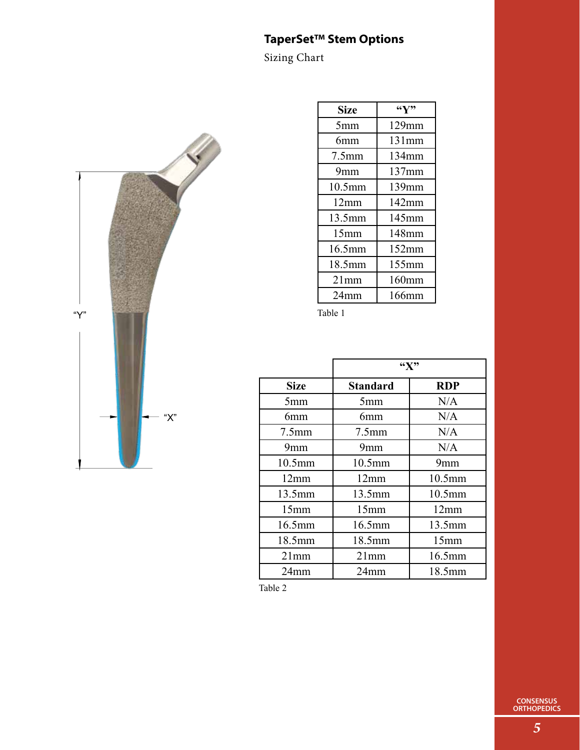## TaperSet™ Stem Options

Sizing Chart

“Y”

“X”

| Size | “Y” |
|---|---|
| 5mm | 129mm |
| 6mm | 131mm |
| 7.5mm | 134mm |
| 9mm | 137mm |
| 10.5mm | 139mm |
| 12mm | 142mm |
| 13.5mm | 145mm |
| 15mm | 148mm |
| 16.5mm | 152mm |
| 18.5mm | 155mm |
| 21mm | 160mm |
| 24mm | 166mm |

Table 1

| | “X” | |
|---|---|---|
| Size | Standard | RDP |
| 5mm | 5mm | N/A |
| 6mm | 6mm | N/A |
| 7.5mm | 7.5mm | N/A |
| 9mm | 9mm | N/A |
| 10.5mm | 10.5mm | 9mm |
| 12mm | 12mm | 10.5mm |
| 13.5mm | 13.5mm | 10.5mm |
| 15mm | 15mm | 12mm |
| 16.5mm | 16.5mm | 13.5mm |
| 18.5mm | 18.5mm | 15mm |
| 21mm | 21mm | 16.5mm |
| 24mm | 24mm | 18.5mm |

Table 2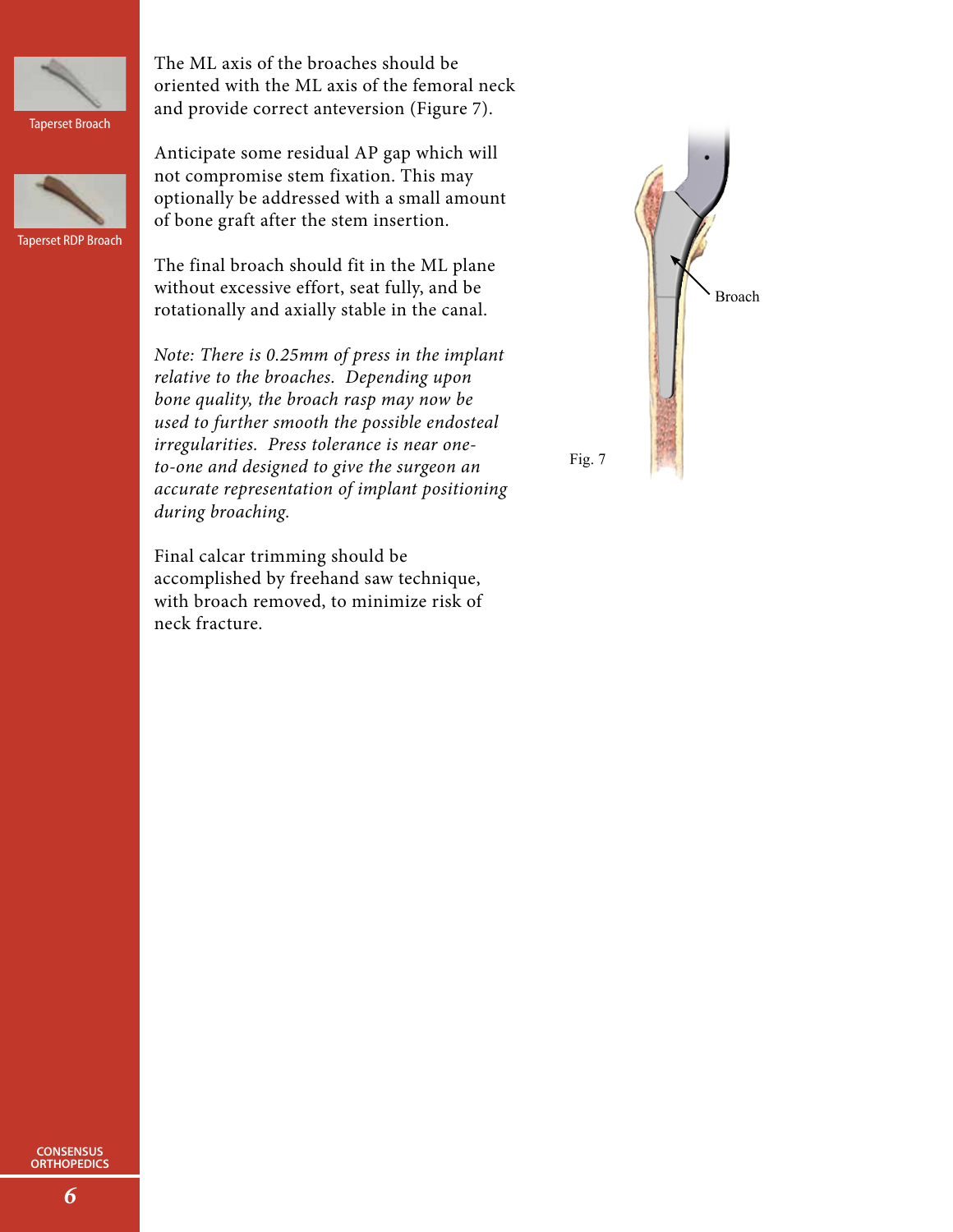Taperset Broach

Taperset RDP Broach

The ML axis of the broaches should be oriented with the ML axis of the femoral neck and provide correct anteversion (Figure 7).

Anticipate some residual AP gap which will not compromise stem fixation. This may optionally be addressed with a small amount of bone graft after the stem insertion.

The final broach should fit in the ML plane without excessive effort, seat fully, and be rotationally and axially stable in the canal.

*Note: There is 0.25mm of press in the implant relative to the broaches. Depending upon bone quality, the broach rasp may now be used to further smooth the possible endosteal irregularities. Press tolerance is near one-to-one and designed to give the surgeon an accurate representation of implant positioning during broaching.*

Final calcar trimming should be accomplished by freehand saw technique, with broach removed, to minimize risk of neck fracture.

Broach

Fig. 7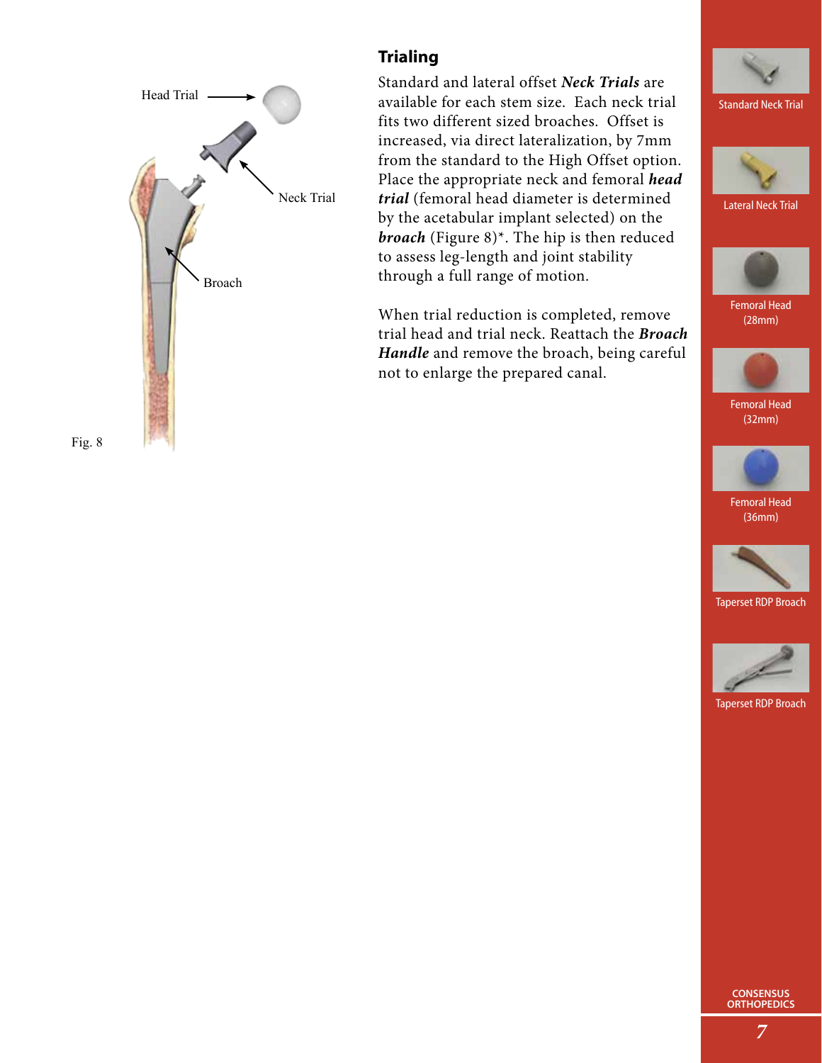## Trialing

Standard and lateral offset ***Neck Trials*** are available for each stem size. Each neck trial fits two different sized broaches. Offset is increased, via direct lateralization, by 7mm from the standard to the High Offset option. Place the appropriate neck and femoral ***head trial*** (femoral head diameter is determined by the acetabular implant selected) on the ***broach*** (Figure 8)*. The hip is then reduced to assess leg-length and joint stability through a full range of motion.

When trial reduction is completed, remove trial head and trial neck. Reattach the ***Broach Handle*** and remove the broach, being careful not to enlarge the prepared canal.

Head Trial

Neck Trial

Broach

Fig. 8

Standard Neck Trial

Lateral Neck Trial

Femoral Head (28mm)

Femoral Head (32mm)

Femoral Head (36mm)

Taperset RDP Broach

Taperset RDP Broach

CONSENSUS ORTHOPEDICS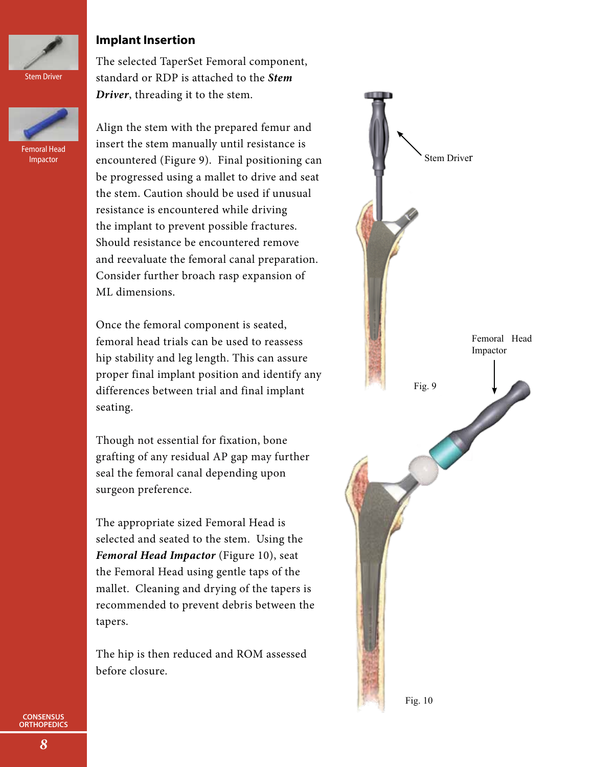## Implant Insertion

The selected TaperSet Femoral component, standard or RDP is attached to the ***Stem Driver***, threading it to the stem.

Align the stem with the prepared femur and insert the stem manually until resistance is encountered (Figure 9). Final positioning can be progressed using a mallet to drive and seat the stem. Caution should be used if unusual resistance is encountered while driving the implant to prevent possible fractures. Should resistance be encountered remove and reevaluate the femoral canal preparation. Consider further broach rasp expansion of ML dimensions.

Once the femoral component is seated, femoral head trials can be used to reassess hip stability and leg length. This can assure proper final implant position and identify any differences between trial and final implant seating.

Though not essential for fixation, bone grafting of any residual AP gap may further seal the femoral canal depending upon surgeon preference.

The appropriate sized Femoral Head is selected and seated to the stem. Using the ***Femoral Head Impactor*** (Figure 10), seat the Femoral Head using gentle taps of the mallet. Cleaning and drying of the tapers is recommended to prevent debris between the tapers.

The hip is then reduced and ROM assessed before closure.

Stem Driver

Fig. 9

Femoral Head Impactor

Fig. 10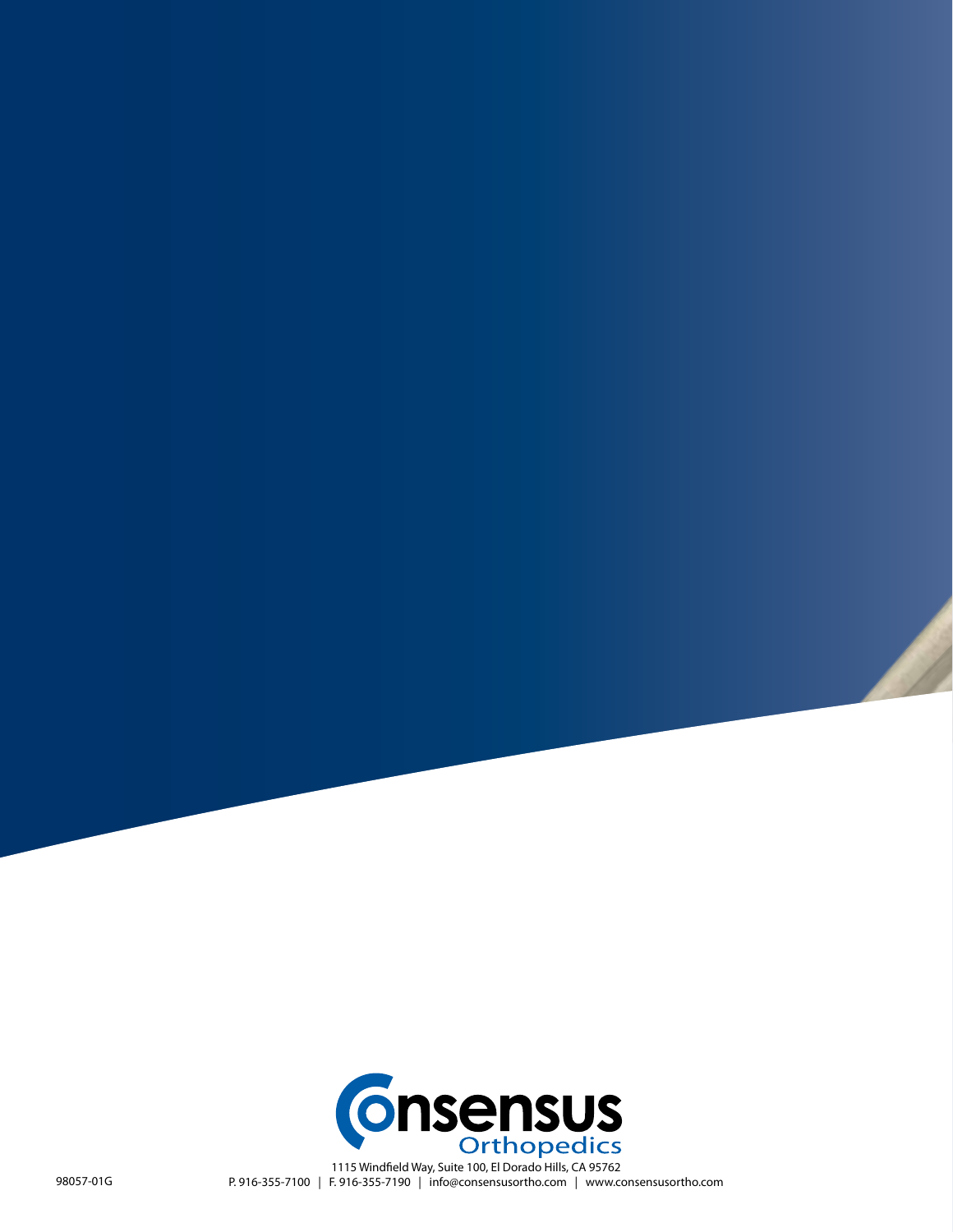Consensus Orthopedics

1115 Windfield Way, Suite 100, El Dorado Hills, CA 95762

P. 916-355-7100 | F. 916-355-7190 | info@consensusortho.com | www.consensusortho.com

98057-01G